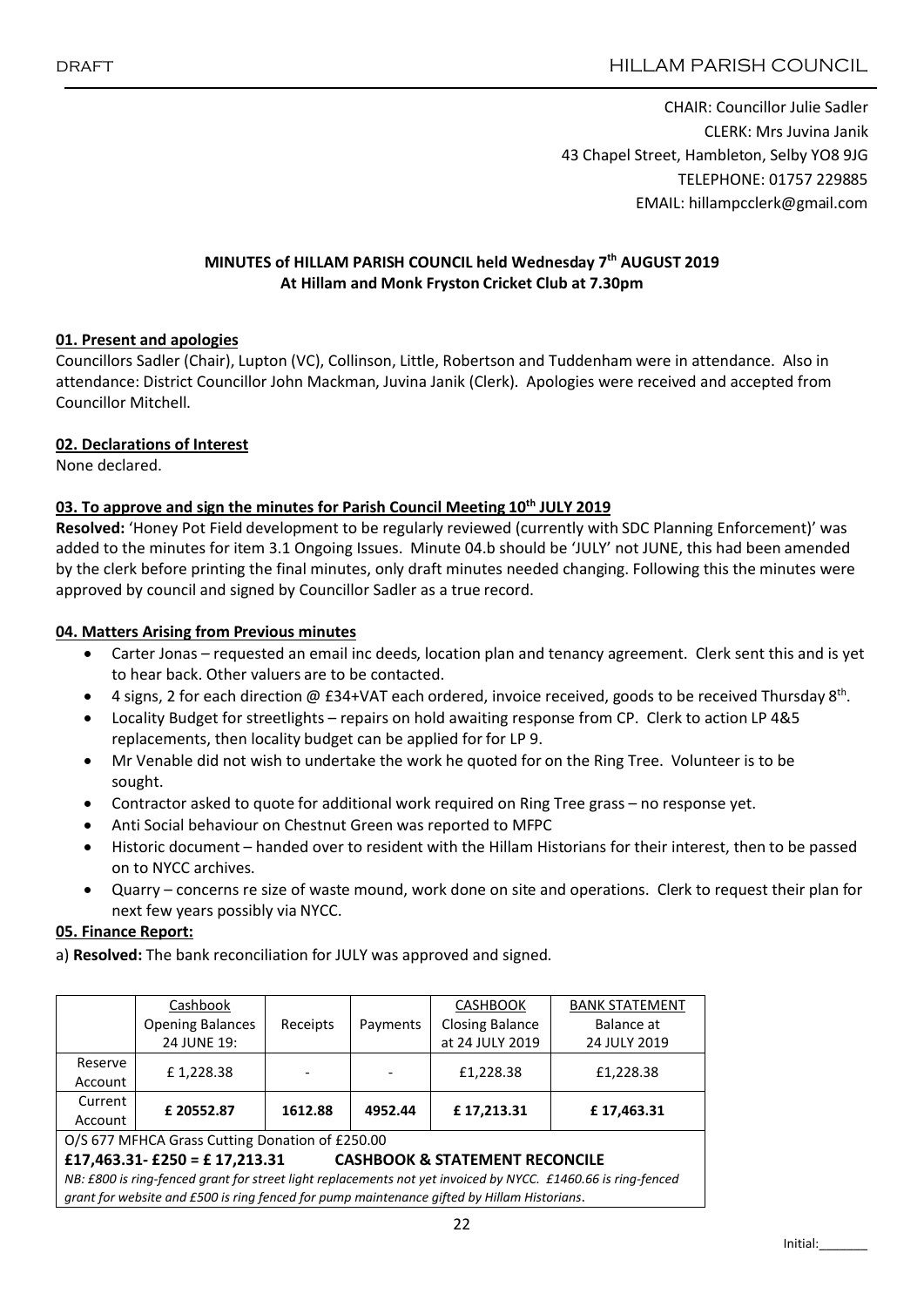DRAFT

# HILLAM PARISH COUNCIL

CHAIR: Councillor Julie Sadler
CLERK: Mrs Juvina Janik
43 Chapel Street, Hambleton, Selby YO8 9JG
TELEPHONE: 01757 229885
EMAIL: hillampcclerk@gmail.com

**MINUTES of HILLAM PARISH COUNCIL held Wednesday 7th AUGUST 2019**
**At Hillam and Monk Fryston Cricket Club at 7.30pm**

## 01. Present and apologies

Councillors Sadler (Chair), Lupton (VC), Collinson, Little, Robertson and Tuddenham were in attendance. Also in attendance: District Councillor John Mackman, Juvina Janik (Clerk). Apologies were received and accepted from Councillor Mitchell.

## 02. Declarations of Interest

None declared.

## 03. To approve and sign the minutes for Parish Council Meeting 10th JULY 2019

**Resolved:** 'Honey Pot Field development to be regularly reviewed (currently with SDC Planning Enforcement)' was added to the minutes for item 3.1 Ongoing Issues. Minute 04.b should be 'JULY' not JUNE, this had been amended by the clerk before printing the final minutes, only draft minutes needed changing. Following this the minutes were approved by council and signed by Councillor Sadler as a true record.

## 04. Matters Arising from Previous minutes

- Carter Jonas – requested an email inc deeds, location plan and tenancy agreement. Clerk sent this and is yet to hear back. Other valuers are to be contacted.
- 4 signs, 2 for each direction @ £34+VAT each ordered, invoice received, goods to be received Thursday 8th.
- Locality Budget for streetlights – repairs on hold awaiting response from CP. Clerk to action LP 4&5 replacements, then locality budget can be applied for for LP 9.
- Mr Venable did not wish to undertake the work he quoted for on the Ring Tree. Volunteer is to be sought.
- Contractor asked to quote for additional work required on Ring Tree grass – no response yet.
- Anti Social behaviour on Chestnut Green was reported to MFPC
- Historic document – handed over to resident with the Hillam Historians for their interest, then to be passed on to NYCC archives.
- Quarry – concerns re size of waste mound, work done on site and operations. Clerk to request their plan for next few years possibly via NYCC.

## 05. Finance Report:

a) **Resolved:** The bank reconciliation for JULY was approved and signed.

| | Cashbook Opening Balances 24 JUNE 19: | Receipts | Payments | CASHBOOK Closing Balance at 24 JULY 2019 | BANK STATEMENT Balance at 24 JULY 2019 |
|---|---|---|---|---|---|
| Reserve Account | £ 1,228.38 | - | - | £1,228.38 | £1,228.38 |
| Current Account | **£ 20552.87** | **1612.88** | **4952.44** | **£ 17,213.31** | **£ 17,463.31** |

O/S 677 MFHCA Grass Cutting Donation of £250.00

**£17,463.31- £250 = £ 17,213.31 CASHBOOK & STATEMENT RECONCILE**

*NB: £800 is ring-fenced grant for street light replacements not yet invoiced by NYCC. £1460.66 is ring-fenced grant for website and £500 is ring fenced for pump maintenance gifted by Hillam Historians.*

Initial:_______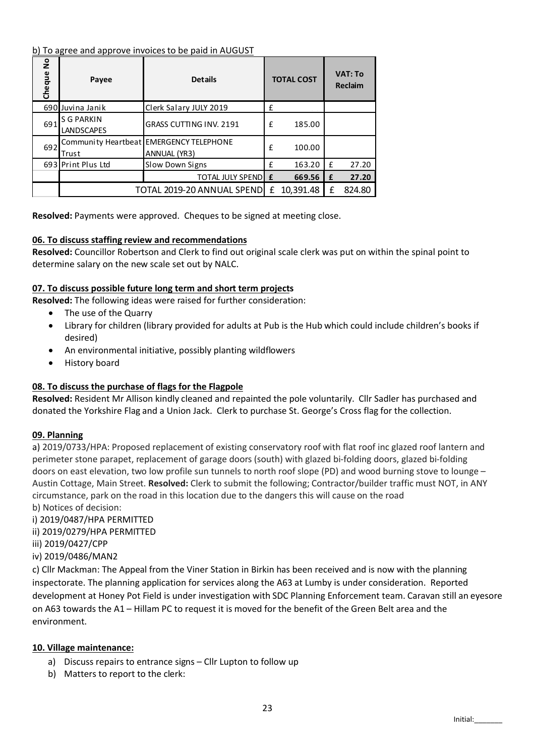b) To agree and approve invoices to be paid in AUGUST

| Cheque No | Payee | Details | TOTAL COST | VAT: To Reclaim |
|---|---|---|---|---|
| 690 | Juvina Janik | Clerk Salary JULY 2019 | £ | |
| 691 | S G PARKIN LANDSCAPES | GRASS CUTTING INV. 2191 | £ 185.00 | |
| 692 | Community Heartbeat Trust | EMERGENCY TELEPHONE ANNUAL (YR3) | £ 100.00 | |
| 693 | Print Plus Ltd | Slow Down Signs | £ 163.20 | £ 27.20 |
| | | **TOTAL JULY SPEND** | **£ 669.56** | **£ 27.20** |
| | TOTAL 2019-20 ANNUAL SPEND | | £ 10,391.48 | £ 824.80 |

**Resolved:** Payments were approved. Cheques to be signed at meeting close.

**06. To discuss staffing review and recommendations**

**Resolved:** Councillor Robertson and Clerk to find out original scale clerk was put on within the spinal point to determine salary on the new scale set out by NALC.

**07. To discuss possible future long term and short term projects**

**Resolved:** The following ideas were raised for further consideration:

- The use of the Quarry
- Library for children (library provided for adults at Pub is the Hub which could include children's books if desired)
- An environmental initiative, possibly planting wildflowers
- History board

**08. To discuss the purchase of flags for the Flagpole**

**Resolved:** Resident Mr Allison kindly cleaned and repainted the pole voluntarily. Cllr Sadler has purchased and donated the Yorkshire Flag and a Union Jack. Clerk to purchase St. George's Cross flag for the collection.

**09. Planning**

a) 2019/0733/HPA: Proposed replacement of existing conservatory roof with flat roof inc glazed roof lantern and perimeter stone parapet, replacement of garage doors (south) with glazed bi-folding doors, glazed bi-folding doors on east elevation, two low profile sun tunnels to north roof slope (PD) and wood burning stove to lounge – Austin Cottage, Main Street. **Resolved:** Clerk to submit the following; Contractor/builder traffic must NOT, in ANY circumstance, park on the road in this location due to the dangers this will cause on the road

b) Notices of decision:

i) 2019/0487/HPA PERMITTED

ii) 2019/0279/HPA PERMITTED

iii) 2019/0427/CPP

iv) 2019/0486/MAN2

c) Cllr Mackman: The Appeal from the Viner Station in Birkin has been received and is now with the planning inspectorate. The planning application for services along the A63 at Lumby is under consideration. Reported development at Honey Pot Field is under investigation with SDC Planning Enforcement team. Caravan still an eyesore on A63 towards the A1 – Hillam PC to request it is moved for the benefit of the Green Belt area and the environment.

**10. Village maintenance:**

a) Discuss repairs to entrance signs – Cllr Lupton to follow up

b) Matters to report to the clerk:

Initial:_______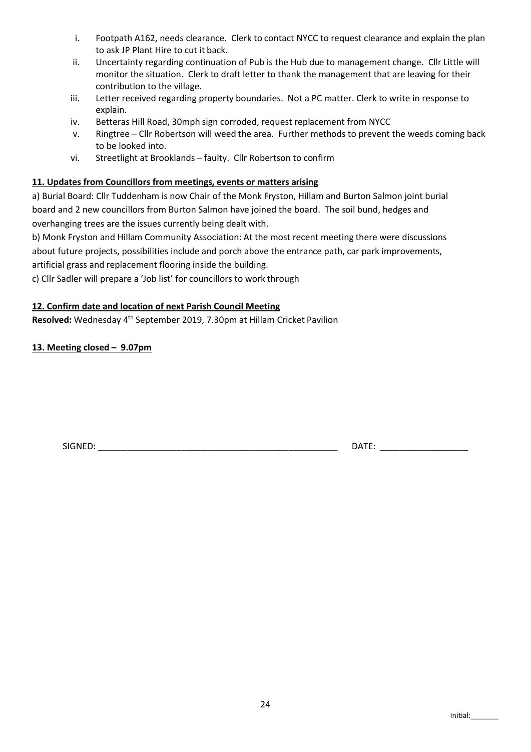i. Footpath A162, needs clearance. Clerk to contact NYCC to request clearance and explain the plan to ask JP Plant Hire to cut it back.
ii. Uncertainty regarding continuation of Pub is the Hub due to management change. Cllr Little will monitor the situation. Clerk to draft letter to thank the management that are leaving for their contribution to the village.
iii. Letter received regarding property boundaries. Not a PC matter. Clerk to write in response to explain.
iv. Betteras Hill Road, 30mph sign corroded, request replacement from NYCC
v. Ringtree – Cllr Robertson will weed the area. Further methods to prevent the weeds coming back to be looked into.
vi. Streetlight at Brooklands – faulty. Cllr Robertson to confirm

**11. Updates from Councillors from meetings, events or matters arising**

a) Burial Board: Cllr Tuddenham is now Chair of the Monk Fryston, Hillam and Burton Salmon joint burial board and 2 new councillors from Burton Salmon have joined the board. The soil bund, hedges and overhanging trees are the issues currently being dealt with.

b) Monk Fryston and Hillam Community Association: At the most recent meeting there were discussions about future projects, possibilities include and porch above the entrance path, car park improvements, artificial grass and replacement flooring inside the building.

c) Cllr Sadler will prepare a 'Job list' for councillors to work through

**12. Confirm date and location of next Parish Council Meeting**

**Resolved:** Wednesday 4th September 2019, 7.30pm at Hillam Cricket Pavilion

**13. Meeting closed – 9.07pm**

SIGNED: ___________________________________________________ DATE: __________________

Initial:_______